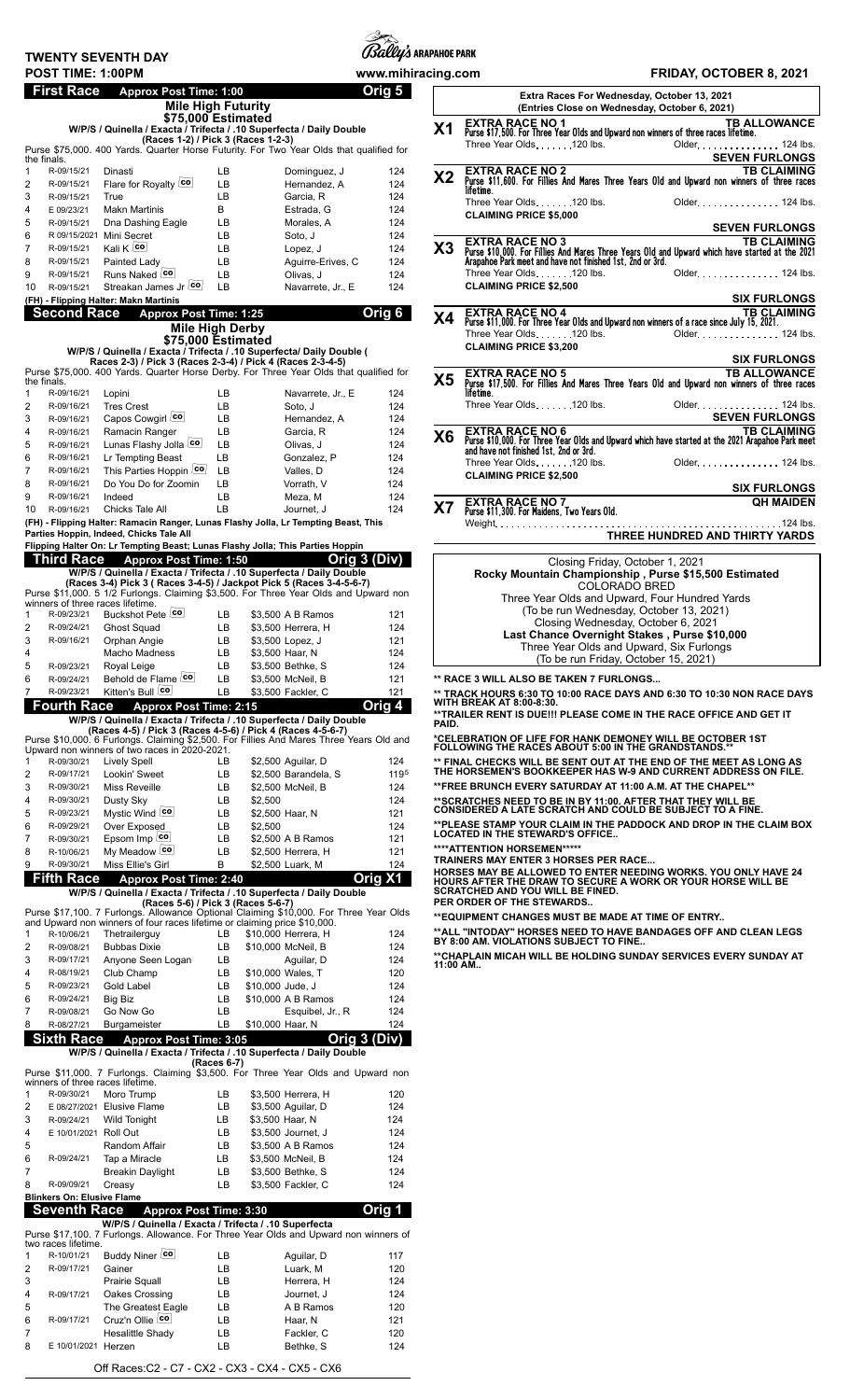# TWENTY SEVENTH DAY

**POST TIME: 1:00PM** — Bally's ARAPAHOE PARK — www.mihiracing.com — **FRIDAY, OCTOBER 8, 2021**

## First Race — Approx Post Time: 1:00 — Orig 5

**Mile High Futurity**
**$75,000 Estimated**
**W/P/S / Quinella / Exacta / Trifecta / .10 Superfecta / Daily Double**
**(Races 1-2) / Pick 3 (Races 1-2-3)**

Purse $75,000. 400 Yards. Quarter Horse Futurity. For Two Year Olds that qualified for the finals.

| # | Last | Horse | Med | Jockey | Wt |
|---|---|---|---|---|---|
| 1 | R-09/15/21 | Dinasti | LB | Dominguez, J | 124 |
| 2 | R-09/15/21 | Flare for Royalty CO | LB | Hernandez, A | 124 |
| 3 | R-09/15/21 | True | LB | Garcia, R | 124 |
| 4 | E 09/23/21 | Makn Martinis | B | Estrada, G | 124 |
| 5 | R-09/15/21 | Dna Dashing Eagle | LB | Morales, A | 124 |
| 6 | R 09/15/2021 | Mini Secret | LB | Soto, J | 124 |
| 7 | R-09/15/21 | Kali K CO | LB | Lopez, J | 124 |
| 8 | R-09/15/21 | Painted Lady | LB | Aguirre-Erives, C | 124 |
| 9 | R-09/15/21 | Runs Naked CO | LB | Olivas, J | 124 |
| 10 | R-09/15/21 | Streakan James Jr CO | LB | Navarrete, Jr., E | 124 |

**(FH) - Flipping Halter: Makn Martinis**

## Second Race — Approx Post Time: 1:25 — Orig 6

**Mile High Derby**
**$75,000 Estimated**
**W/P/S / Quinella / Exacta / Trifecta / .10 Superfecta/ Daily Double (Races 2-3) / Pick 3 (Races 2-3-4) / Pick 4 (Races 2-3-4-5)**

Purse $75,000. 400 Yards. Quarter Horse Derby. For Three Year Olds that qualified for the finals.

| # | Last | Horse | Med | Jockey | Wt |
|---|---|---|---|---|---|
| 1 | R-09/16/21 | Lopini | LB | Navarrete, Jr., E | 124 |
| 2 | R-09/16/21 | Tres Crest | LB | Soto, J | 124 |
| 3 | R-09/16/21 | Capos Cowgirl CO | LB | Hernandez, A | 124 |
| 4 | R-09/16/21 | Ramacin Ranger | LB | Garcia, R | 124 |
| 5 | R-09/16/21 | Lunas Flashy Jolla CO | LB | Olivas, J | 124 |
| 6 | R-09/16/21 | Lr Tempting Beast | LB | Gonzalez, P | 124 |
| 7 | R-09/16/21 | This Parties Hoppin CO | LB | Valles, D | 124 |
| 8 | R-09/16/21 | Do You Do for Zoomin | LB | Vorrath, V | 124 |
| 9 | R-09/16/21 | Indeed | LB | Meza, M | 124 |
| 10 | R-09/16/21 | Chicks Tale All | LB | Journet, J | 124 |

**(FH) - Flipping Halter: Ramacin Ranger, Lunas Flashy Jolla, Lr Tempting Beast, This Parties Hoppin, Indeed, Chicks Tale All**

**Flipping Halter On: Lr Tempting Beast; Lunas Flashy Jolla; This Parties Hoppin**

## Third Race — Approx Post Time: 1:50 — Orig 3 (Div)

**W/P/S / Quinella / Exacta / Trifecta / .10 Superfecta / Daily Double (Races 3-4) Pick 3 ( Races 3-4-5) / Jackpot Pick 5 (Races 3-4-5-6-7)**

Purse $11,000. 5 1/2 Furlongs. Claiming $3,500. For Three Year Olds and Upward non winners of three races lifetime.

| # | Last | Horse | Med | Claim / Jockey | Wt |
|---|---|---|---|---|---|
| 1 | R-09/23/21 | Buckshot Pete CO | LB | $3,500 A B Ramos | 121 |
| 2 | R-09/24/21 | Ghost Squad | LB | $3,500 Herrera, H | 124 |
| 3 | R-09/16/21 | Orphan Angie | LB | $3,500 Lopez, J | 121 |
| 4 | | Macho Madness | LB | $3,500 Haar, N | 124 |
| 5 | R-09/23/21 | Royal Leige | LB | $3,500 Bethke, S | 124 |
| 6 | R-09/24/21 | Behold de Flame CO | LB | $3,500 McNeil, B | 121 |
| 7 | R-09/23/21 | Kitten's Bull CO | LB | $3,500 Fackler, C | 121 |

## Fourth Race — Approx Post Time: 2:15 — Orig 4

**W/P/S / Quinella / Exacta / Trifecta / .10 Superfecta / Daily Double (Races 4-5) / Pick 3 (Races 4-5-6) / Pick 4 (Races 4-5-6-7)**

Purse $10,000. 6 Furlongs. Claiming $2,500. For Fillies And Mares Three Years Old and Upward non winners of two races in 2020-2021.

| # | Last | Horse | Med | Claim / Jockey | Wt |
|---|---|---|---|---|---|
| 1 | R-09/30/21 | Lively Spell | LB | $2,500 Aguilar, D | 124 |
| 2 | R-09/17/21 | Lookin' Sweet | LB | $2,500 Barandela, S | 119[5] |
| 3 | R-09/30/21 | Miss Reveille | LB | $2,500 McNeil, B | 124 |
| 4 | R-09/30/21 | Dusty Sky | LB | $2,500 | 124 |
| 5 | R-09/23/21 | Mystic Wind CO | LB | $2,500 Haar, N | 121 |
| 6 | R-09/29/21 | Over Exposed | LB | $2,500 | 124 |
| 7 | R-09/30/21 | Epsom Imp CO | LB | $2,500 A B Ramos | 121 |
| 8 | R-10/06/21 | My Meadow CO | LB | $2,500 Herrera, H | 121 |
| 9 | R-09/30/21 | Miss Ellie's Girl | B | $2,500 Luark, M | 124 |

## Fifth Race — Approx Post Time: 2:40 — Orig X1

**W/P/S / Quinella / Exacta / Trifecta / .10 Superfecta / Daily Double (Races 5-6) / Pick 3 (Races 5-6-7)**

Purse $17,100. 7 Furlongs. Allowance Optional Claiming $10,000. For Three Year Olds and Upward non winners of four races lifetime or claiming price $10,000.

| # | Last | Horse | Med | Claim / Jockey | Wt |
|---|---|---|---|---|---|
| 1 | R-10/06/21 | Thetrailerguy | LB | $10,000 Herrera, H | 124 |
| 2 | R-09/08/21 | Bubbas Dixie | LB | $10,000 McNeil, B | 124 |
| 3 | R-09/17/21 | Anyone Seen Logan | LB | Aguilar, D | 124 |
| 4 | R-08/19/21 | Club Champ | LB | $10,000 Wales, T | 120 |
| 5 | R-09/23/21 | Gold Label | LB | $10,000 Jude, J | 124 |
| 6 | R-09/24/21 | Big Biz | LB | $10,000 A B Ramos | 124 |
| 7 | R-09/08/21 | Go Now Go | LB | Esquibel, Jr., R | 124 |
| 8 | R-08/27/21 | Burgameister | LB | $10,000 Haar, N | 124 |

## Sixth Race — Approx Post Time: 3:05 — Orig 3 (Div)

**W/P/S / Quinella / Exacta / Trifecta / .10 Superfecta / Daily Double (Races 6-7)**

Purse $11,000. 7 Furlongs. Claiming $3,500. For Three Year Olds and Upward non winners of three races lifetime.

| # | Last | Horse | Med | Claim / Jockey | Wt |
|---|---|---|---|---|---|
| 1 | R-09/30/21 | Moro Trump | LB | $3,500 Herrera, H | 120 |
| 2 | E 08/27/2021 | Elusive Flame | LB | $3,500 Aguilar, D | 124 |
| 3 | R-09/24/21 | Wild Tonight | LB | $3,500 Haar, N | 124 |
| 4 | E 10/01/2021 | Roll Out | LB | $3,500 Journet, J | 124 |
| 5 | | Random Affair | LB | $3,500 A B Ramos | 124 |
| 6 | R-09/24/21 | Tap a Miracle | LB | $3,500 McNeil, B | 124 |
| 7 | | Breakin Daylight | LB | $3,500 Bethke, S | 124 |
| 8 | R-09/09/21 | Creasy | LB | $3,500 Fackler, C | 124 |

**Blinkers On: Elusive Flame**

## Seventh Race — Approx Post Time: 3:30 — Orig 1

**W/P/S / Quinella / Exacta / Trifecta / .10 Superfecta**

Purse $17,100. 7 Furlongs. Allowance. For Three Year Olds and Upward non winners of two races lifetime.

| # | Last | Horse | Med | Jockey | Wt |
|---|---|---|---|---|---|
| 1 | R-10/01/21 | Buddy Niner CO | LB | Aguilar, D | 117 |
| 2 | R-09/17/21 | Gainer | LB | Luark, M | 120 |
| 3 | | Prairie Squall | LB | Herrera, H | 124 |
| 4 | R-09/17/21 | Oakes Crossing | LB | Journet, J | 124 |
| 5 | | The Greatest Eagle | LB | A B Ramos | 120 |
| 6 | R-09/17/21 | Cruz'n Ollie CO | LB | Haar, N | 121 |
| 7 | | Hesalittle Shady | LB | Fackler, C | 120 |
| 8 | E 10/01/2021 | Herzen | LB | Bethke, S | 124 |

Off Races:C2 - C7 - CX2 - CX3 - CX4 - CX5 - CX6

---

## Extra Races For Wednesday, October 13, 2021
**(Entries Close on Wednesday, October 6, 2021)**

**X1 — EXTRA RACE NO 1 — TB ALLOWANCE**
Purse $17,500. For Three Year Olds and Upward non winners of three races lifetime.
Three Year Olds.......120 lbs. Older...............124 lbs.
**SEVEN FURLONGS**

**X2 — EXTRA RACE NO 2 — TB CLAIMING**
Purse $11,600. For Fillies And Mares Three Years Old and Upward non winners of three races lifetime.
Three Year Olds.......120 lbs. Older...............124 lbs.
**CLAIMING PRICE $5,000**
**SEVEN FURLONGS**

**X3 — EXTRA RACE NO 3 — TB CLAIMING**
Purse $10,000. For Fillies And Mares Three Years Old and Upward which have started at the 2021 Arapahoe Park meet and have not finished 1st, 2nd or 3rd.
Three Year Olds.......120 lbs. Older...............124 lbs.
**CLAIMING PRICE $2,500**
**SIX FURLONGS**

**X4 — EXTRA RACE NO 4 — TB CLAIMING**
Purse $11,000. For Three Year Olds and Upward non winners of a race since July 15, 2021.
Three Year Olds.......120 lbs. Older...............124 lbs.
**CLAIMING PRICE $3,200**
**SIX FURLONGS**

**X5 — EXTRA RACE NO 5 — TB ALLOWANCE**
Purse $17,500. For Fillies And Mares Three Years Old and Upward non winners of three races lifetime.
Three Year Olds.......120 lbs. Older...............124 lbs.
**SEVEN FURLONGS**

**X6 — EXTRA RACE NO 6 — TB CLAIMING**
Purse $10,000. For Three Year Olds and Upward which have started at the 2021 Arapahoe Park meet and have not finished 1st, 2nd or 3rd.
Three Year Olds.......120 lbs. Older...............124 lbs.
**CLAIMING PRICE $2,500**
**SIX FURLONGS**

**X7 — EXTRA RACE NO 7 — QH MAIDEN**
Purse $11,300. For Maidens, Two Years Old.
Weight...............124 lbs.
**THREE HUNDRED AND THIRTY YARDS**

---

Closing Friday, October 1, 2021
**Rocky Mountain Championship , Purse $15,500 Estimated**
COLORADO BRED
Three Year Olds and Upward, Four Hundred Yards
(To be run Wednesday, October 13, 2021)
Closing Wednesday, October 6, 2021
**Last Chance Overnight Stakes , Purse $10,000**
Three Year Olds and Upward, Six Furlongs
(To be run Friday, October 15, 2021)

**\*\* RACE 3 WILL ALSO BE TAKEN 7 FURLONGS...**

**\*\* TRACK HOURS 6:30 TO 10:00 RACE DAYS AND 6:30 TO 10:30 NON RACE DAYS WITH BREAK AT 8:00-8:30.**

**\*\*TRAILER RENT IS DUE!!! PLEASE COME IN THE RACE OFFICE AND GET IT PAID.**

**\*CELEBRATION OF LIFE FOR HANK DEMONEY WILL BE OCTOBER 1ST FOLLOWING THE RACES ABOUT 5:00 IN THE GRANDSTANDS.\*\***

**\*\* FINAL CHECKS WILL BE SENT OUT AT THE END OF THE MEET AS LONG AS THE HORSEMEN'S BOOKKEEPER HAS W-9 AND CURRENT ADDRESS ON FILE.**

**\*\*FREE BRUNCH EVERY SATURDAY AT 11:00 A.M. AT THE CHAPEL\*\***

**\*\*SCRATCHES NEED TO BE IN BY 11:00. AFTER THAT THEY WILL BE CONSIDERED A LATE SCRATCH AND COULD BE SUBJECT TO A FINE.**

**\*\*PLEASE STAMP YOUR CLAIM IN THE PADDOCK AND DROP IN THE CLAIM BOX LOCATED IN THE STEWARD'S OFFICE..**

**\*\*\*\*ATTENTION HORSEMEN\*\*\*\*\***
**TRAINERS MAY ENTER 3 HORSES PER RACE...**
**HORSES MAY BE ALLOWED TO ENTER NEEDING WORKS. YOU ONLY HAVE 24 HOURS AFTER THE DRAW TO SECURE A WORK OR YOUR HORSE WILL BE SCRATCHED AND YOU WILL BE FINED.**
**PER ORDER OF THE STEWARDS..**

**\*\*EQUIPMENT CHANGES MUST BE MADE AT TIME OF ENTRY..**

**\*\*ALL "INTODAY" HORSES NEED TO HAVE BANDAGES OFF AND CLEAN LEGS BY 8:00 AM. VIOLATIONS SUBJECT TO FINE..**

**\*\*CHAPLAIN MICAH WILL BE HOLDING SUNDAY SERVICES EVERY SUNDAY AT 11:00 AM..**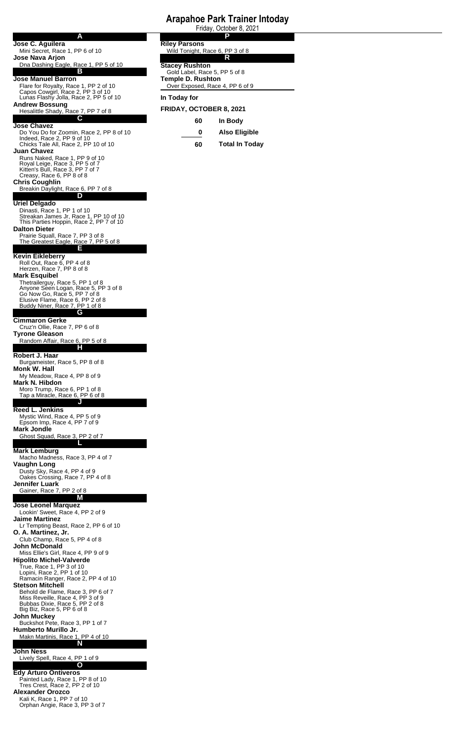# Arapahoe Park Trainer Intoday

Friday, October 8, 2021

## A

**Jose C. Aguilera**
Mini Secret, Race 1, PP 6 of 10

**Jose Nava Arjon**
Dna Dashing Eagle, Race 1, PP 5 of 10

## B

**Jose Manuel Barron**
Flare for Royalty, Race 1, PP 2 of 10
Capos Cowgirl, Race 2, PP 3 of 10
Lunas Flashy Jolla, Race 2, PP 5 of 10

**Andrew Bossung**
Hesalittle Shady, Race 7, PP 7 of 8

## C

**Jose Chavez**
Do You Do for Zoomin, Race 2, PP 8 of 10
Indeed, Race 2, PP 9 of 10
Chicks Tale All, Race 2, PP 10 of 10

**Juan Chavez**
Runs Naked, Race 1, PP 9 of 10
Royal Leige, Race 3, PP 5 of 7
Kitten's Bull, Race 3, PP 7 of 7
Creasy, Race 6, PP 8 of 8

**Chris Coughlin**
Breakin Daylight, Race 6, PP 7 of 8

## D

**Uriel Delgado**
Dinasti, Race 1, PP 1 of 10
Streakan James Jr, Race 1, PP 10 of 10
This Parties Hoppin, Race 2, PP 7 of 10

**Dalton Dieter**
Prairie Squall, Race 7, PP 3 of 8
The Greatest Eagle, Race 7, PP 5 of 8

## E

**Kevin Eikleberry**
Roll Out, Race 6, PP 4 of 8
Herzen, Race 7, PP 8 of 8

**Mark Esquibel**
Thetrailerguy, Race 5, PP 1 of 8
Anyone Seen Logan, Race 5, PP 3 of 8
Go Now Go, Race 5, PP 7 of 8
Elusive Flame, Race 6, PP 2 of 8
Buddy Niner, Race 7, PP 1 of 8

## G

**Cimmaron Gerke**
Cruz'n Ollie, Race 7, PP 6 of 8

**Tyrone Gleason**
Random Affair, Race 6, PP 5 of 8

## H

**Robert J. Haar**
Burgameister, Race 5, PP 8 of 8

**Monk W. Hall**
My Meadow, Race 4, PP 8 of 9

**Mark N. Hibdon**
Moro Trump, Race 6, PP 1 of 8
Tap a Miracle, Race 6, PP 6 of 8

## J

**Reed L. Jenkins**
Mystic Wind, Race 4, PP 5 of 9
Epsom Imp, Race 4, PP 7 of 9

**Mark Jondle**
Ghost Squad, Race 3, PP 2 of 7

## L

**Mark Lemburg**
Macho Madness, Race 3, PP 4 of 7

**Vaughn Long**
Dusty Sky, Race 4, PP 4 of 9
Oakes Crossing, Race 7, PP 4 of 8

**Jennifer Luark**
Gainer, Race 7, PP 2 of 8

## M

**Jose Leonel Marquez**
Lookin' Sweet, Race 4, PP 2 of 9

**Jaime Martinez**
Lr Tempting Beast, Race 2, PP 6 of 10

**O. A. Martinez, Jr.**
Club Champ, Race 5, PP 4 of 8

**John McDonald**
Miss Ellie's Girl, Race 4, PP 9 of 9

**Hipolito Michel-Valverde**
True, Race 1, PP 3 of 10
Lopini, Race 2, PP 1 of 10
Ramacin Ranger, Race 2, PP 4 of 10

**Stetson Mitchell**
Behold de Flame, Race 3, PP 6 of 7
Miss Reveille, Race 4, PP 3 of 9
Bubbas Dixie, Race 5, PP 2 of 8
Big Biz, Race 5, PP 6 of 8

**John Muckey**
Buckshot Pete, Race 3, PP 1 of 7

**Humberto Murillo Jr.**
Makn Martinis, Race 1, PP 4 of 10

## N

**John Ness**
Lively Spell, Race 4, PP 1 of 9

## O

**Edy Arturo Ontiveros**
Painted Lady, Race 1, PP 8 of 10
Tres Crest, Race 2, PP 2 of 10

**Alexander Orozco**
Kali K, Race 1, PP 7 of 10
Orphan Angie, Race 3, PP 3 of 7

## P

**Riley Parsons**
Wild Tonight, Race 6, PP 3 of 8

## R

**Stacey Rushton**
Gold Label, Race 5, PP 5 of 8

**Temple D. Rushton**
Over Exposed, Race 4, PP 6 of 9

**In Today for**

**FRIDAY, OCTOBER 8, 2021**

| | |
|---|---|
| 60 | In Body |
| 0 | Also Eligible |
| 60 | Total In Today |